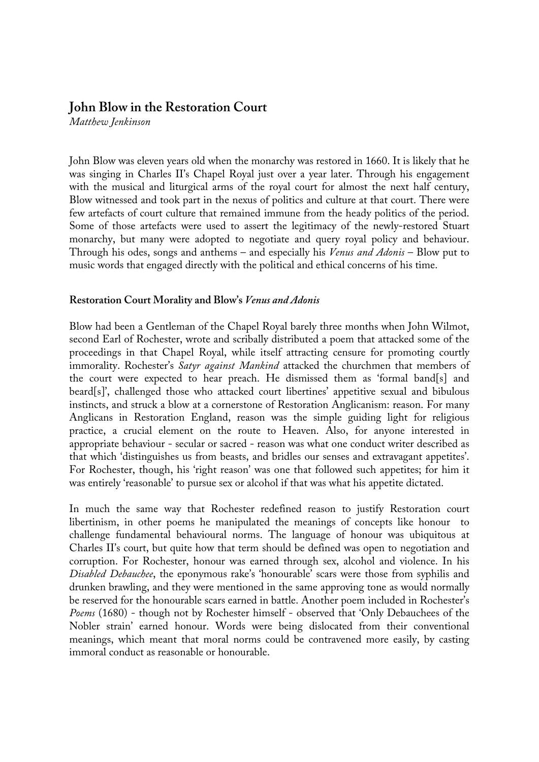# John Blow in the Restoration Court

*Matthew Jenkinson*

John Blow was eleven years old when the monarchy was restored in 1660. It is likely that he was singing in Charles II's Chapel Royal just over a year later. Through his engagement with the musical and liturgical arms of the royal court for almost the next half century, Blow witnessed and took part in the nexus of politics and culture at that court. There were few artefacts of court culture that remained immune from the heady politics of the period. Some of those artefacts were used to assert the legitimacy of the newly-restored Stuart monarchy, but many were adopted to negotiate and query royal policy and behaviour. Through his odes, songs and anthems – and especially his *Venus and Adonis* – Blow put to music words that engaged directly with the political and ethical concerns of his time.

### Restoration Court Morality and Blow's *Venus and Adonis*

Blow had been a Gentleman of the Chapel Royal barely three months when John Wilmot, second Earl of Rochester, wrote and scribally distributed a poem that attacked some of the proceedings in that Chapel Royal, while itself attracting censure for promoting courtly immorality. Rochester's *Satyr against Mankind* attacked the churchmen that members of the court were expected to hear preach. He dismissed them as 'formal band[s] and beard[s]', challenged those who attacked court libertines' appetitive sexual and bibulous instincts, and struck a blow at a cornerstone of Restoration Anglicanism: reason. For many Anglicans in Restoration England, reason was the simple guiding light for religious practice, a crucial element on the route to Heaven. Also, for anyone interested in appropriate behaviour - secular or sacred - reason was what one conduct writer described as that which 'distinguishes us from beasts, and bridles our senses and extravagant appetites'. For Rochester, though, his 'right reason' was one that followed such appetites; for him it was entirely 'reasonable' to pursue sex or alcohol if that was what his appetite dictated.

In much the same way that Rochester redefined reason to justify Restoration court libertinism, in other poems he manipulated the meanings of concepts like honour to challenge fundamental behavioural norms. The language of honour was ubiquitous at Charles II's court, but quite how that term should be defined was open to negotiation and corruption. For Rochester, honour was earned through sex, alcohol and violence. In his *Disabled Debauchee*, the eponymous rake's 'honourable' scars were those from syphilis and drunken brawling, and they were mentioned in the same approving tone as would normally be reserved for the honourable scars earned in battle. Another poem included in Rochester's *Poems* (1680) - though not by Rochester himself - observed that 'Only Debauchees of the Nobler strain' earned honour. Words were being dislocated from their conventional meanings, which meant that moral norms could be contravened more easily, by casting immoral conduct as reasonable or honourable.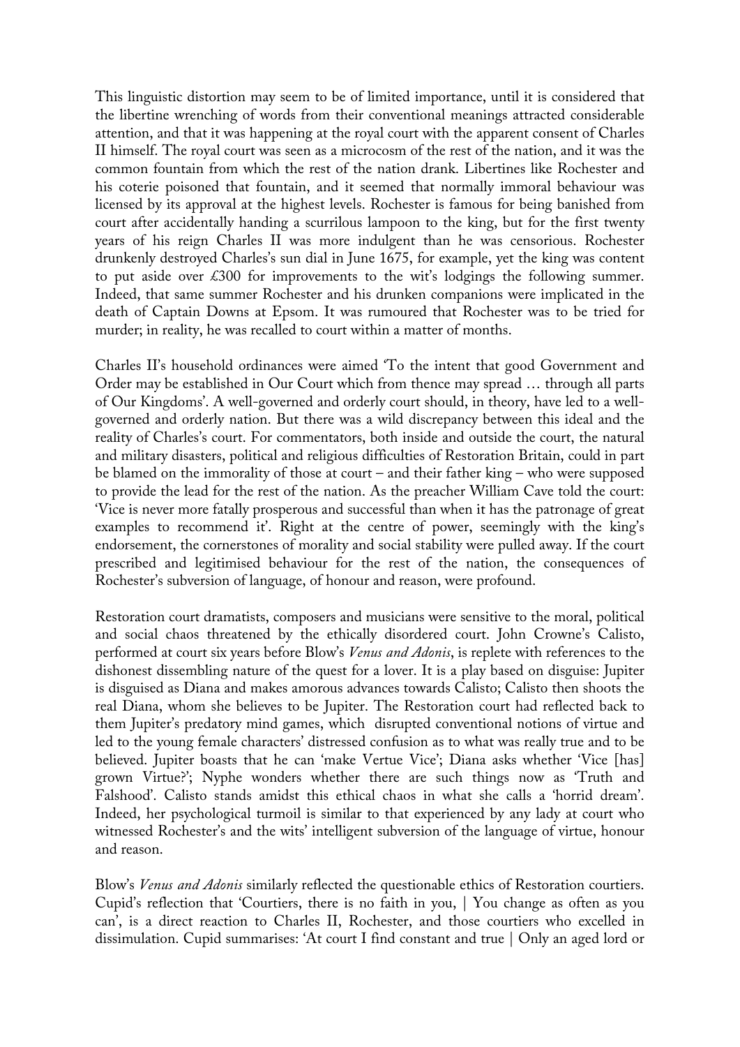This linguistic distortion may seem to be of limited importance, until it is considered that the libertine wrenching of words from their conventional meanings attracted considerable attention, and that it was happening at the royal court with the apparent consent of Charles II himself. The royal court was seen as a microcosm of the rest of the nation, and it was the common fountain from which the rest of the nation drank. Libertines like Rochester and his coterie poisoned that fountain, and it seemed that normally immoral behaviour was licensed by its approval at the highest levels. Rochester is famous for being banished from court after accidentally handing a scurrilous lampoon to the king, but for the first twenty years of his reign Charles II was more indulgent than he was censorious. Rochester drunkenly destroyed Charles's sun dial in June 1675, for example, yet the king was content to put aside over £300 for improvements to the wit's lodgings the following summer. Indeed, that same summer Rochester and his drunken companions were implicated in the death of Captain Downs at Epsom. It was rumoured that Rochester was to be tried for murder; in reality, he was recalled to court within a matter of months.

Charles II's household ordinances were aimed 'To the intent that good Government and Order may be established in Our Court which from thence may spread … through all parts of Our Kingdoms'. A well-governed and orderly court should, in theory, have led to a well-governed and orderly nation. But there was a wild discrepancy between this ideal and the reality of Charles's court. For commentators, both inside and outside the court, the natural and military disasters, political and religious difficulties of Restoration Britain, could in part be blamed on the immorality of those at court – and their father king – who were supposed to provide the lead for the rest of the nation. As the preacher William Cave told the court: 'Vice is never more fatally prosperous and successful than when it has the patronage of great examples to recommend it'. Right at the centre of power, seemingly with the king's endorsement, the cornerstones of morality and social stability were pulled away. If the court prescribed and legitimised behaviour for the rest of the nation, the consequences of Rochester's subversion of language, of honour and reason, were profound.

Restoration court dramatists, composers and musicians were sensitive to the moral, political and social chaos threatened by the ethically disordered court. John Crowne's Calisto, performed at court six years before Blow's *Venus and Adonis*, is replete with references to the dishonest dissembling nature of the quest for a lover. It is a play based on disguise: Jupiter is disguised as Diana and makes amorous advances towards Calisto; Calisto then shoots the real Diana, whom she believes to be Jupiter. The Restoration court had reflected back to them Jupiter's predatory mind games, which disrupted conventional notions of virtue and led to the young female characters' distressed confusion as to what was really true and to be believed. Jupiter boasts that he can 'make Vertue Vice'; Diana asks whether 'Vice [has] grown Virtue?'; Nyphe wonders whether there are such things now as 'Truth and Falshood'. Calisto stands amidst this ethical chaos in what she calls a 'horrid dream'. Indeed, her psychological turmoil is similar to that experienced by any lady at court who witnessed Rochester's and the wits' intelligent subversion of the language of virtue, honour and reason.

Blow's *Venus and Adonis* similarly reflected the questionable ethics of Restoration courtiers. Cupid's reflection that 'Courtiers, there is no faith in you, | You change as often as you can', is a direct reaction to Charles II, Rochester, and those courtiers who excelled in dissimulation. Cupid summarises: 'At court I find constant and true | Only an aged lord or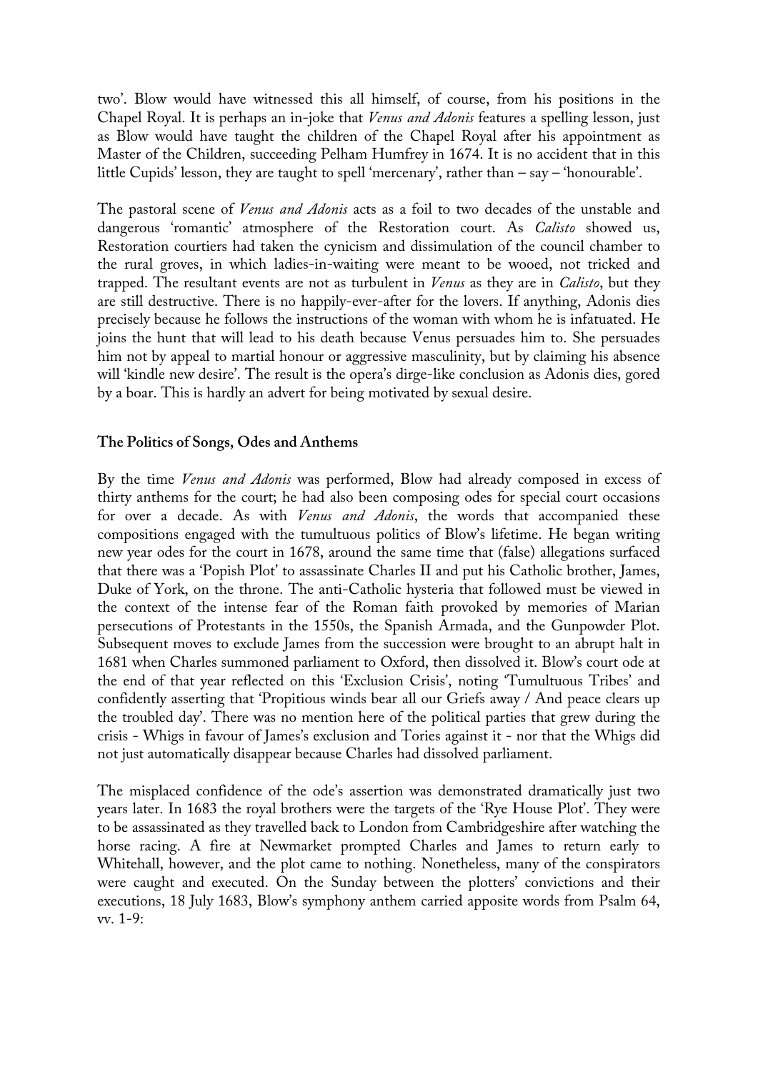two'. Blow would have witnessed this all himself, of course, from his positions in the Chapel Royal. It is perhaps an in-joke that *Venus and Adonis* features a spelling lesson, just as Blow would have taught the children of the Chapel Royal after his appointment as Master of the Children, succeeding Pelham Humfrey in 1674. It is no accident that in this little Cupids' lesson, they are taught to spell 'mercenary', rather than – say – 'honourable'.

The pastoral scene of *Venus and Adonis* acts as a foil to two decades of the unstable and dangerous 'romantic' atmosphere of the Restoration court. As *Calisto* showed us, Restoration courtiers had taken the cynicism and dissimulation of the council chamber to the rural groves, in which ladies-in-waiting were meant to be wooed, not tricked and trapped. The resultant events are not as turbulent in *Venus* as they are in *Calisto*, but they are still destructive. There is no happily-ever-after for the lovers. If anything, Adonis dies precisely because he follows the instructions of the woman with whom he is infatuated. He joins the hunt that will lead to his death because Venus persuades him to. She persuades him not by appeal to martial honour or aggressive masculinity, but by claiming his absence will 'kindle new desire'. The result is the opera's dirge-like conclusion as Adonis dies, gored by a boar. This is hardly an advert for being motivated by sexual desire.

## The Politics of Songs, Odes and Anthems

By the time *Venus and Adonis* was performed, Blow had already composed in excess of thirty anthems for the court; he had also been composing odes for special court occasions for over a decade. As with *Venus and Adonis*, the words that accompanied these compositions engaged with the tumultuous politics of Blow's lifetime. He began writing new year odes for the court in 1678, around the same time that (false) allegations surfaced that there was a 'Popish Plot' to assassinate Charles II and put his Catholic brother, James, Duke of York, on the throne. The anti-Catholic hysteria that followed must be viewed in the context of the intense fear of the Roman faith provoked by memories of Marian persecutions of Protestants in the 1550s, the Spanish Armada, and the Gunpowder Plot. Subsequent moves to exclude James from the succession were brought to an abrupt halt in 1681 when Charles summoned parliament to Oxford, then dissolved it. Blow's court ode at the end of that year reflected on this 'Exclusion Crisis', noting 'Tumultuous Tribes' and confidently asserting that 'Propitious winds bear all our Griefs away / And peace clears up the troubled day'. There was no mention here of the political parties that grew during the crisis - Whigs in favour of James's exclusion and Tories against it - nor that the Whigs did not just automatically disappear because Charles had dissolved parliament.

The misplaced confidence of the ode's assertion was demonstrated dramatically just two years later. In 1683 the royal brothers were the targets of the 'Rye House Plot'. They were to be assassinated as they travelled back to London from Cambridgeshire after watching the horse racing. A fire at Newmarket prompted Charles and James to return early to Whitehall, however, and the plot came to nothing. Nonetheless, many of the conspirators were caught and executed. On the Sunday between the plotters' convictions and their executions, 18 July 1683, Blow's symphony anthem carried apposite words from Psalm 64, vv. 1-9: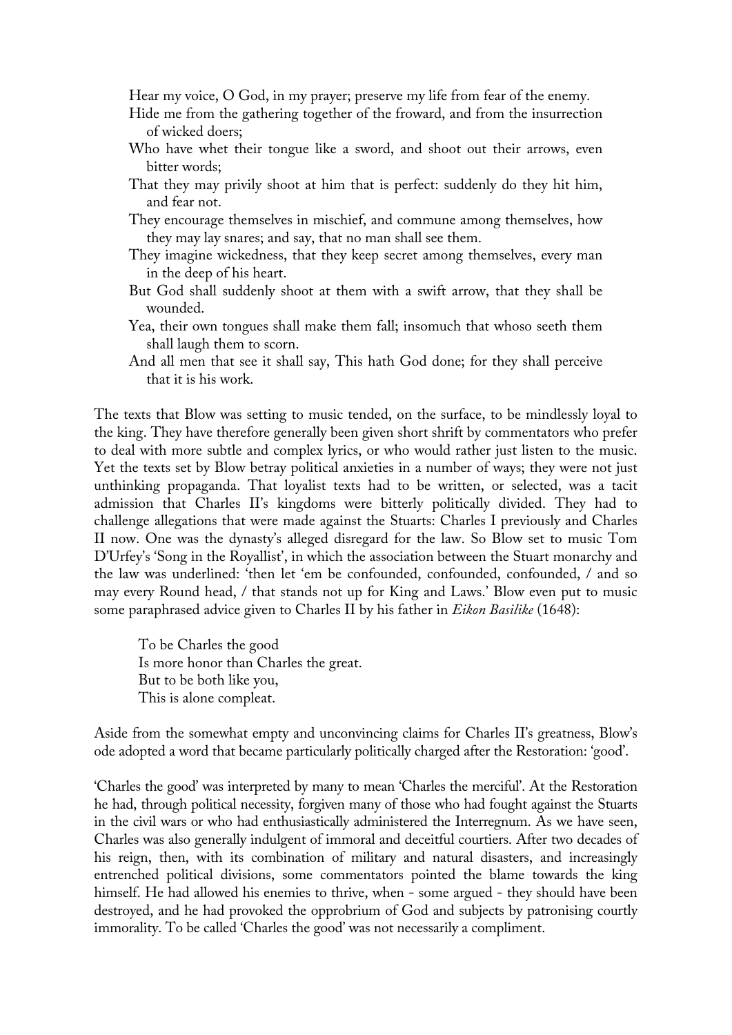> Hear my voice, O God, in my prayer; preserve my life from fear of the enemy.
>
> Hide me from the gathering together of the froward, and from the insurrection of wicked doers;
>
> Who have whet their tongue like a sword, and shoot out their arrows, even bitter words;
>
> That they may privily shoot at him that is perfect: suddenly do they hit him, and fear not.
>
> They encourage themselves in mischief, and commune among themselves, how they may lay snares; and say, that no man shall see them.
>
> They imagine wickedness, that they keep secret among themselves, every man in the deep of his heart.
>
> But God shall suddenly shoot at them with a swift arrow, that they shall be wounded.
>
> Yea, their own tongues shall make them fall; insomuch that whoso seeth them shall laugh them to scorn.
>
> And all men that see it shall say, This hath God done; for they shall perceive that it is his work.

The texts that Blow was setting to music tended, on the surface, to be mindlessly loyal to the king. They have therefore generally been given short shrift by commentators who prefer to deal with more subtle and complex lyrics, or who would rather just listen to the music. Yet the texts set by Blow betray political anxieties in a number of ways; they were not just unthinking propaganda. That loyalist texts had to be written, or selected, was a tacit admission that Charles II's kingdoms were bitterly politically divided. They had to challenge allegations that were made against the Stuarts: Charles I previously and Charles II now. One was the dynasty's alleged disregard for the law. So Blow set to music Tom D'Urfey's 'Song in the Royallist', in which the association between the Stuart monarchy and the law was underlined: 'then let 'em be confounded, confounded, confounded, / and so may every Round head, / that stands not up for King and Laws.' Blow even put to music some paraphrased advice given to Charles II by his father in *Eikon Basilike* (1648):

> To be Charles the good
> Is more honor than Charles the great.
> But to be both like you,
> This is alone compleat.

Aside from the somewhat empty and unconvincing claims for Charles II's greatness, Blow's ode adopted a word that became particularly politically charged after the Restoration: 'good'.

'Charles the good' was interpreted by many to mean 'Charles the merciful'. At the Restoration he had, through political necessity, forgiven many of those who had fought against the Stuarts in the civil wars or who had enthusiastically administered the Interregnum. As we have seen, Charles was also generally indulgent of immoral and deceitful courtiers. After two decades of his reign, then, with its combination of military and natural disasters, and increasingly entrenched political divisions, some commentators pointed the blame towards the king himself. He had allowed his enemies to thrive, when - some argued - they should have been destroyed, and he had provoked the opprobrium of God and subjects by patronising courtly immorality. To be called 'Charles the good' was not necessarily a compliment.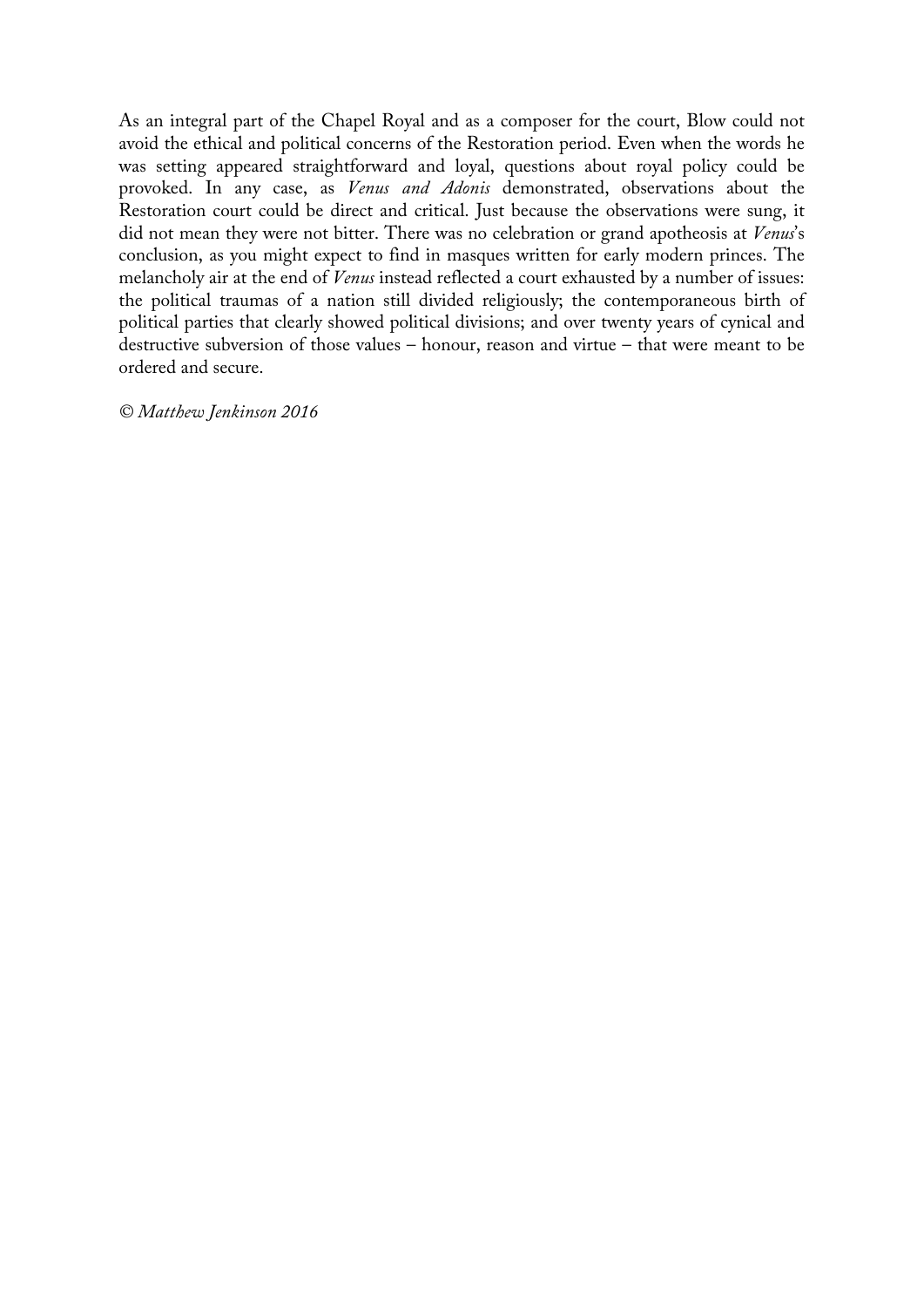As an integral part of the Chapel Royal and as a composer for the court, Blow could not avoid the ethical and political concerns of the Restoration period. Even when the words he was setting appeared straightforward and loyal, questions about royal policy could be provoked. In any case, as *Venus and Adonis* demonstrated, observations about the Restoration court could be direct and critical. Just because the observations were sung, it did not mean they were not bitter. There was no celebration or grand apotheosis at *Venus*'s conclusion, as you might expect to find in masques written for early modern princes. The melancholy air at the end of *Venus* instead reflected a court exhausted by a number of issues: the political traumas of a nation still divided religiously; the contemporaneous birth of political parties that clearly showed political divisions; and over twenty years of cynical and destructive subversion of those values – honour, reason and virtue – that were meant to be ordered and secure.

*© Matthew Jenkinson 2016*